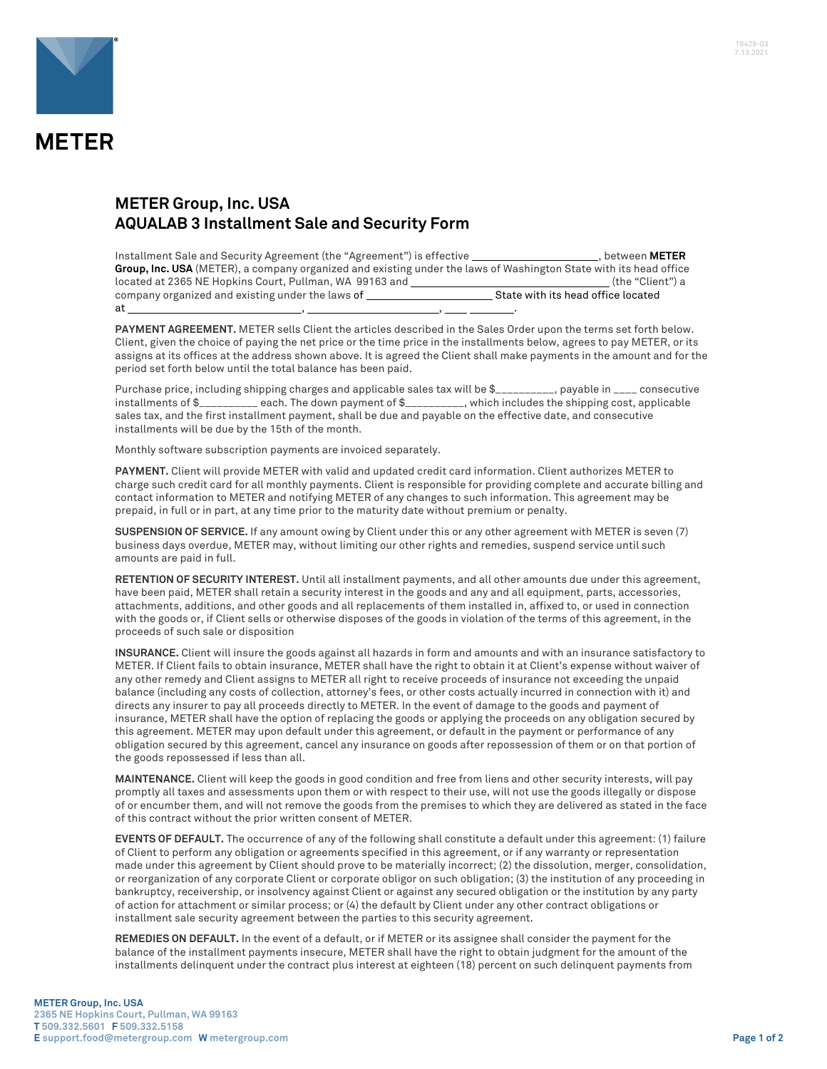**METER**

# METER Group, Inc. USA
## AQUALAB 3 Installment Sale and Security Form

Installment Sale and Security Agreement (the "Agreement") is effective ____________________, between **METER Group, Inc. USA** (METER), a company organized and existing under the laws of Washington State with its head office located at 2365 NE Hopkins Court, Pullman, WA 99163 and ________________________________ (the "Client") a company organized and existing under the laws of ____________________ State with its head office located at ____________________________, ______________________, ____ _______.

**PAYMENT AGREEMENT.** METER sells Client the articles described in the Sales Order upon the terms set forth below. Client, given the choice of paying the net price or the time price in the installments below, agrees to pay METER, or its assigns at its offices at the address shown above. It is agreed the Client shall make payments in the amount and for the period set forth below until the total balance has been paid.

Purchase price, including shipping charges and applicable sales tax will be $__________, payable in ____ consecutive installments of $__________ each. The down payment of $__________, which includes the shipping cost, applicable sales tax, and the first installment payment, shall be due and payable on the effective date, and consecutive installments will be due by the 15th of the month.

Monthly software subscription payments are invoiced separately.

**PAYMENT.** Client will provide METER with valid and updated credit card information. Client authorizes METER to charge such credit card for all monthly payments. Client is responsible for providing complete and accurate billing and contact information to METER and notifying METER of any changes to such information. This agreement may be prepaid, in full or in part, at any time prior to the maturity date without premium or penalty.

**SUSPENSION OF SERVICE.** If any amount owing by Client under this or any other agreement with METER is seven (7) business days overdue, METER may, without limiting our other rights and remedies, suspend service until such amounts are paid in full.

**RETENTION OF SECURITY INTEREST.** Until all installment payments, and all other amounts due under this agreement, have been paid, METER shall retain a security interest in the goods and any and all equipment, parts, accessories, attachments, additions, and other goods and all replacements of them installed in, affixed to, or used in connection with the goods or, if Client sells or otherwise disposes of the goods in violation of the terms of this agreement, in the proceeds of such sale or disposition

**INSURANCE.** Client will insure the goods against all hazards in form and amounts and with an insurance satisfactory to METER. If Client fails to obtain insurance, METER shall have the right to obtain it at Client's expense without waiver of any other remedy and Client assigns to METER all right to receive proceeds of insurance not exceeding the unpaid balance (including any costs of collection, attorney's fees, or other costs actually incurred in connection with it) and directs any insurer to pay all proceeds directly to METER. In the event of damage to the goods and payment of insurance, METER shall have the option of replacing the goods or applying the proceeds on any obligation secured by this agreement. METER may upon default under this agreement, or default in the payment or performance of any obligation secured by this agreement, cancel any insurance on goods after repossession of them or on that portion of the goods repossessed if less than all.

**MAINTENANCE.** Client will keep the goods in good condition and free from liens and other security interests, will pay promptly all taxes and assessments upon them or with respect to their use, will not use the goods illegally or dispose of or encumber them, and will not remove the goods from the premises to which they are delivered as stated in the face of this contract without the prior written consent of METER.

**EVENTS OF DEFAULT.** The occurrence of any of the following shall constitute a default under this agreement: (1) failure of Client to perform any obligation or agreements specified in this agreement, or if any warranty or representation made under this agreement by Client should prove to be materially incorrect; (2) the dissolution, merger, consolidation, or reorganization of any corporate Client or corporate obligor on such obligation; (3) the institution of any proceeding in bankruptcy, receivership, or insolvency against Client or against any secured obligation or the institution by any party of action for attachment or similar process; or (4) the default by Client under any other contract obligations or installment sale security agreement between the parties to this security agreement.

**REMEDIES ON DEFAULT.** In the event of a default, or if METER or its assignee shall consider the payment for the balance of the installment payments insecure, METER shall have the right to obtain judgment for the amount of the installments delinquent under the contract plus interest at eighteen (18) percent on such delinquent payments from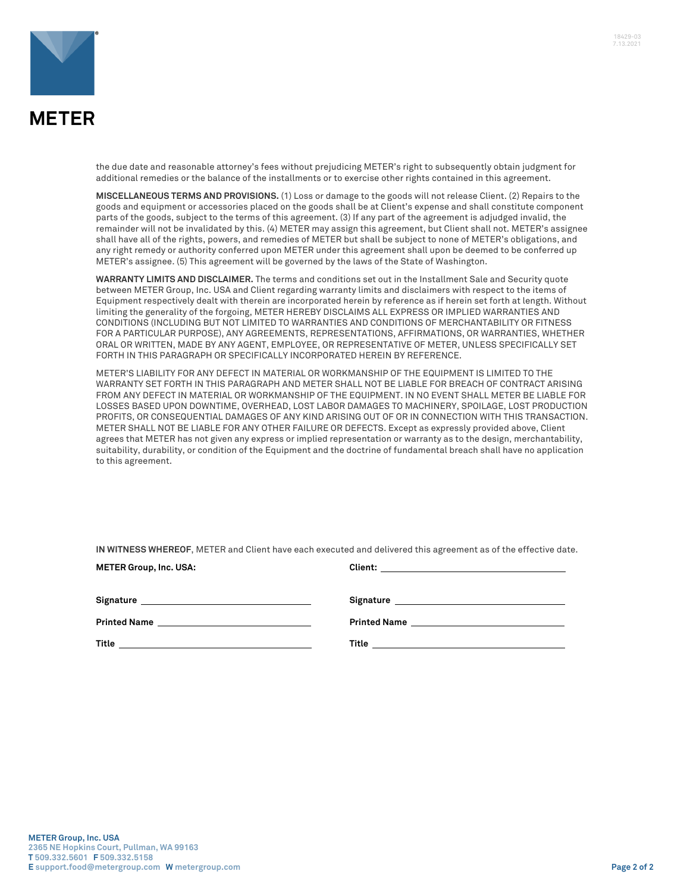the due date and reasonable attorney's fees without prejudicing METER's right to subsequently obtain judgment for additional remedies or the balance of the installments or to exercise other rights contained in this agreement.

**MISCELLANEOUS TERMS AND PROVISIONS.** (1) Loss or damage to the goods will not release Client. (2) Repairs to the goods and equipment or accessories placed on the goods shall be at Client's expense and shall constitute component parts of the goods, subject to the terms of this agreement. (3) If any part of the agreement is adjudged invalid, the remainder will not be invalidated by this. (4) METER may assign this agreement, but Client shall not. METER's assignee shall have all of the rights, powers, and remedies of METER but shall be subject to none of METER's obligations, and any right remedy or authority conferred upon METER under this agreement shall upon be deemed to be conferred up METER's assignee. (5) This agreement will be governed by the laws of the State of Washington.

**WARRANTY LIMITS AND DISCLAIMER.** The terms and conditions set out in the Installment Sale and Security quote between METER Group, Inc. USA and Client regarding warranty limits and disclaimers with respect to the items of Equipment respectively dealt with therein are incorporated herein by reference as if herein set forth at length. Without limiting the generality of the forgoing, METER HEREBY DISCLAIMS ALL EXPRESS OR IMPLIED WARRANTIES AND CONDITIONS (INCLUDING BUT NOT LIMITED TO WARRANTIES AND CONDITIONS OF MERCHANTABILITY OR FITNESS FOR A PARTICULAR PURPOSE), ANY AGREEMENTS, REPRESENTATIONS, AFFIRMATIONS, OR WARRANTIES, WHETHER ORAL OR WRITTEN, MADE BY ANY AGENT, EMPLOYEE, OR REPRESENTATIVE OF METER, UNLESS SPECIFICALLY SET FORTH IN THIS PARAGRAPH OR SPECIFICALLY INCORPORATED HEREIN BY REFERENCE.

METER'S LIABILITY FOR ANY DEFECT IN MATERIAL OR WORKMANSHIP OF THE EQUIPMENT IS LIMITED TO THE WARRANTY SET FORTH IN THIS PARAGRAPH AND METER SHALL NOT BE LIABLE FOR BREACH OF CONTRACT ARISING FROM ANY DEFECT IN MATERIAL OR WORKMANSHIP OF THE EQUIPMENT. IN NO EVENT SHALL METER BE LIABLE FOR LOSSES BASED UPON DOWNTIME, OVERHEAD, LOST LABOR DAMAGES TO MACHINERY, SPOILAGE, LOST PRODUCTION PROFITS, OR CONSEQUENTIAL DAMAGES OF ANY KIND ARISING OUT OF OR IN CONNECTION WITH THIS TRANSACTION. METER SHALL NOT BE LIABLE FOR ANY OTHER FAILURE OR DEFECTS. Except as expressly provided above, Client agrees that METER has not given any express or implied representation or warranty as to the design, merchantability, suitability, durability, or condition of the Equipment and the doctrine of fundamental breach shall have no application to this agreement.

**IN WITNESS WHEREOF**, METER and Client have each executed and delivered this agreement as of the effective date.

| **METER Group, Inc. USA:** | **Client:** ______________________ |
| --- | --- |
| **Signature** ______________________ | **Signature** ______________________ |
| **Printed Name** ______________________ | **Printed Name** ______________________ |
| **Title** ______________________ | **Title** ______________________ |